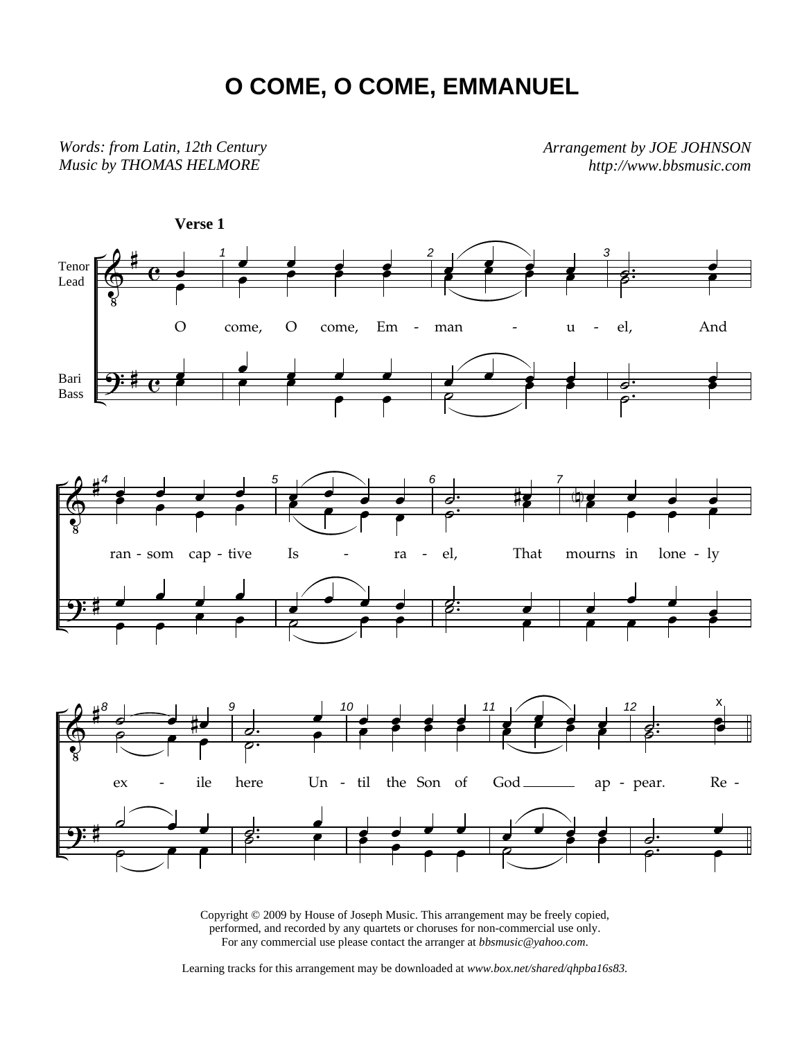# O COME, O COME, EMMANUEL

*Words: from Latin, 12th Century*
*Music by THOMAS HELMORE*

*Arrangement by JOE JOHNSON*
*http://www.bbsmusic.com*

**Verse 1**

Tenor / Lead

Bari / Bass

O come, O come, Em - man - u - el, And ran - som cap - tive Is - ra - el, That mourns in lone - ly ex - ile here Un - til the Son of God ap - pear. Re -

Copyright © 2009 by House of Joseph Music. This arrangement may be freely copied, performed, and recorded by any quartets or choruses for non-commercial use only. For any commercial use please contact the arranger at *bbsmusic@yahoo.com*.

Learning tracks for this arrangement may be downloaded at *www.box.net/shared/qhpba16s83*.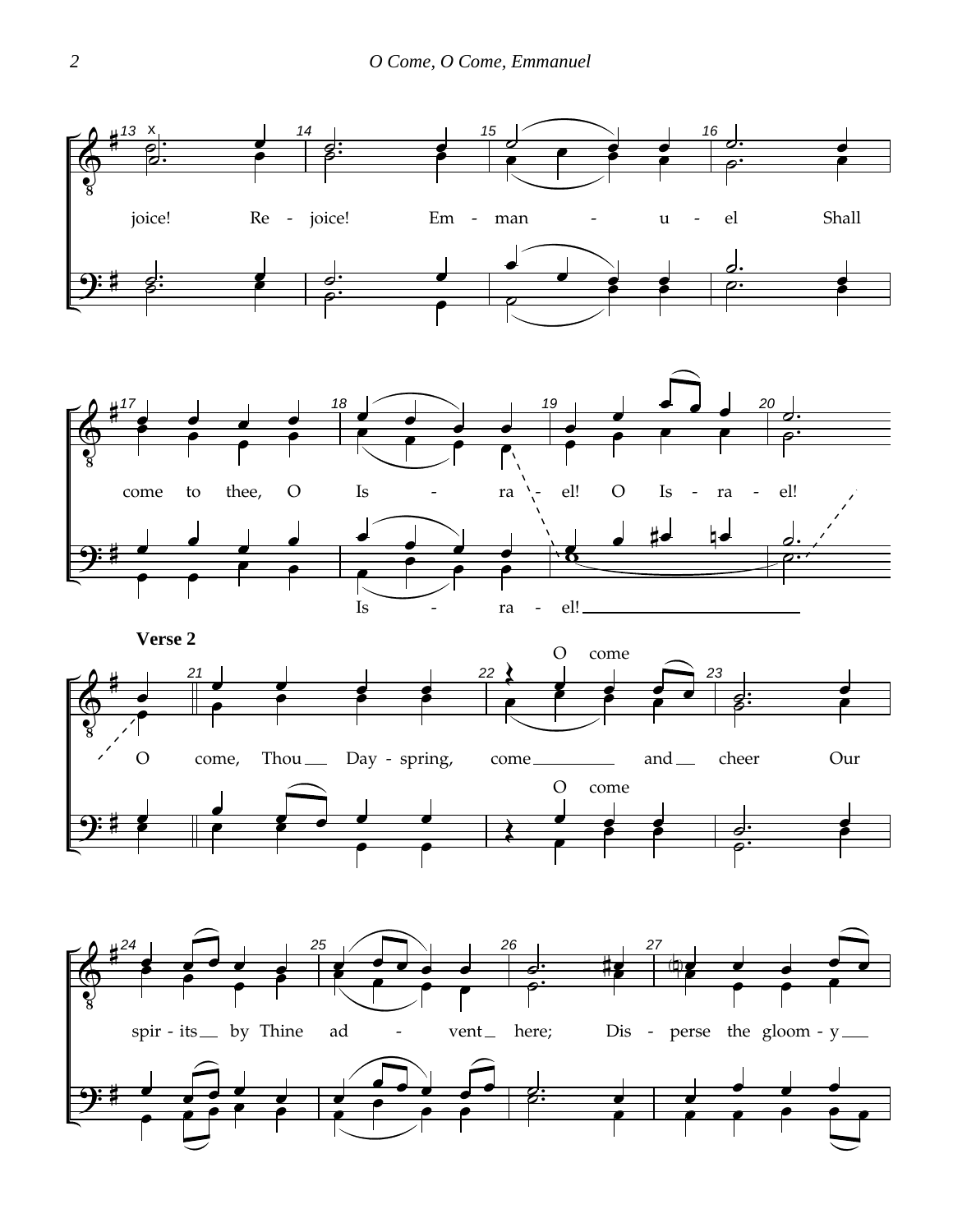joice! Re - joice! Em - man - u - el Shall

come to thee, O Is - ra - el! O Is - ra - el!

Is - ra - el!

**Verse 2**

O come, Thou Day - spring, come and cheer Our

O come

O come

spir - its by Thine ad - vent here; Dis - perse the gloom - y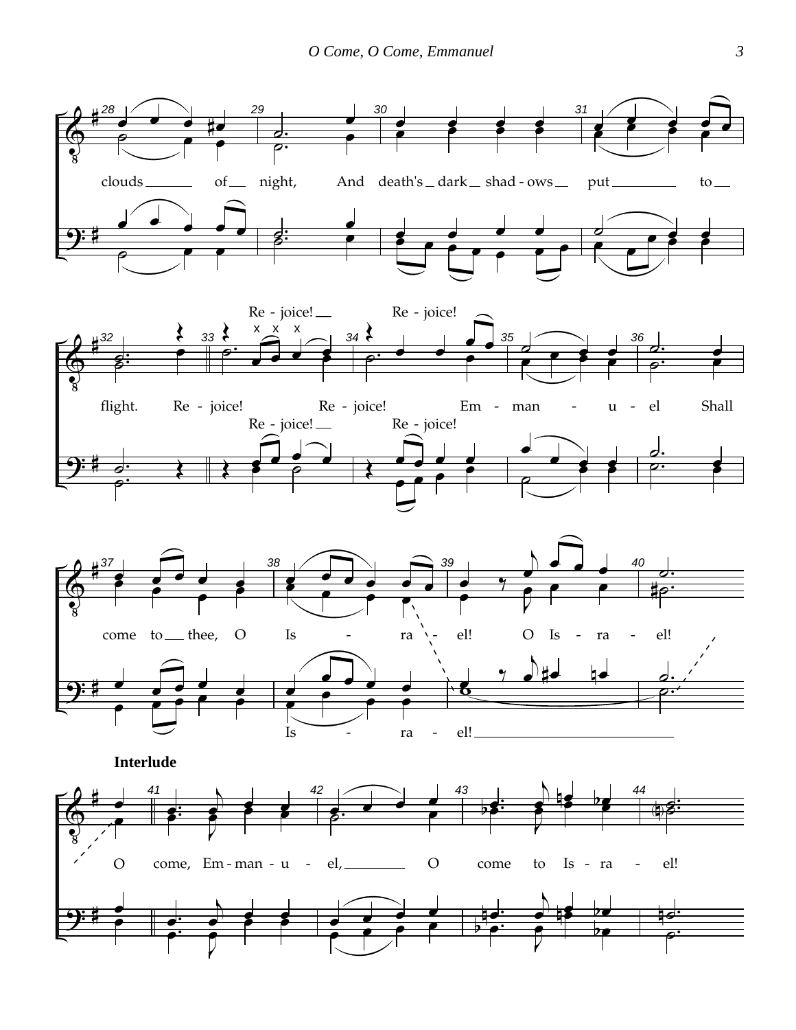clouds of night, And death's dark shad - ows put to flight.

Re - joice! Re - joice! Re - joice! Re - joice! Em - man - u - el Shall come to thee, O Is - ra - el! O Is - ra - el!

Re - joice! Re - joice!

Is - ra - el!

**Interlude**

O come, Em - man - u - el, O come to Is - ra - el!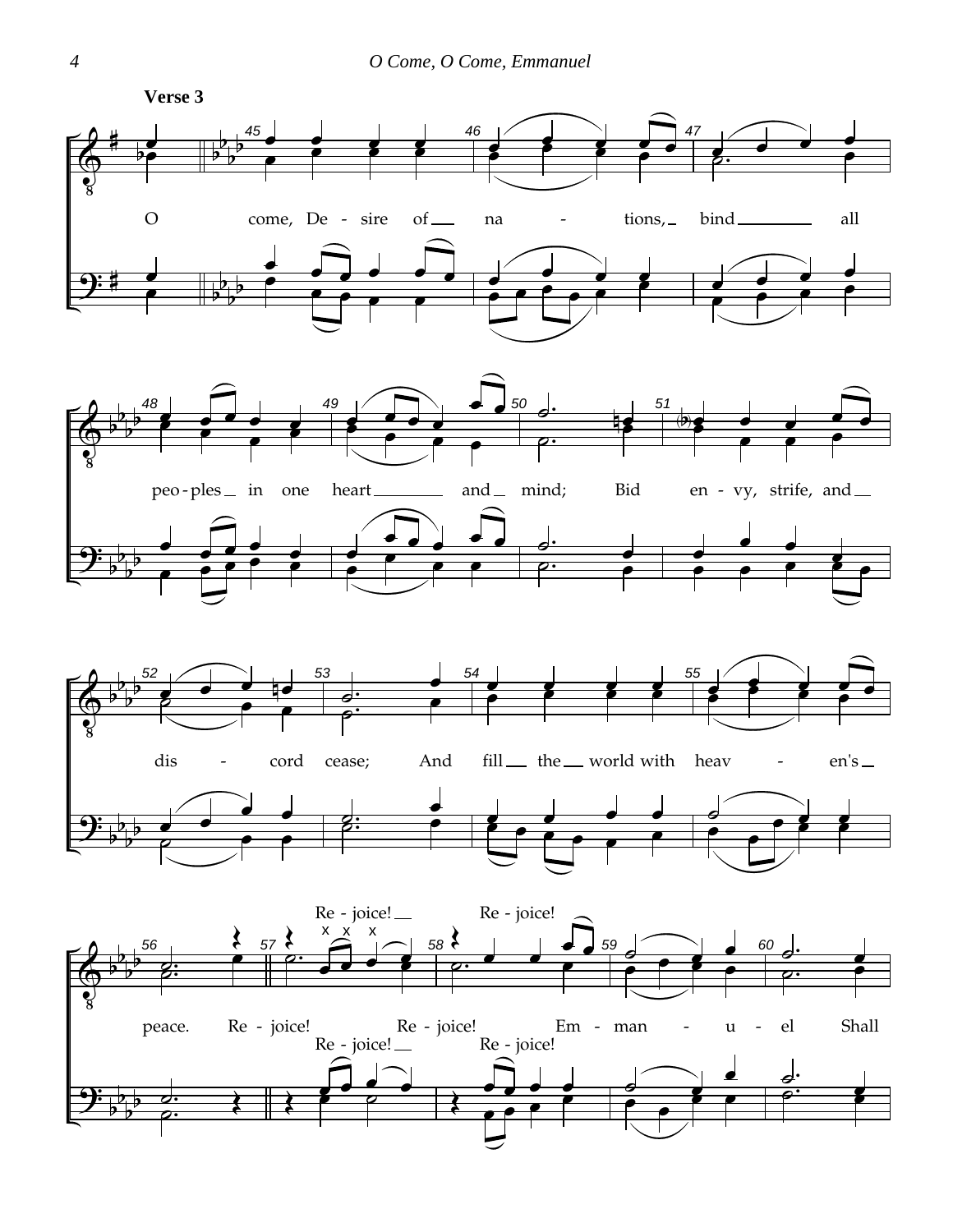**Verse 3**

O come, De - sire of na - tions, bind all peo - ples in one heart and mind; Bid en - vy, strife, and dis - cord cease; And fill the world with heav - en's peace. Re - joice! Re - joice! Em - man - u - el Shall

Re - joice! Re - joice!

Re - joice! Re - joice!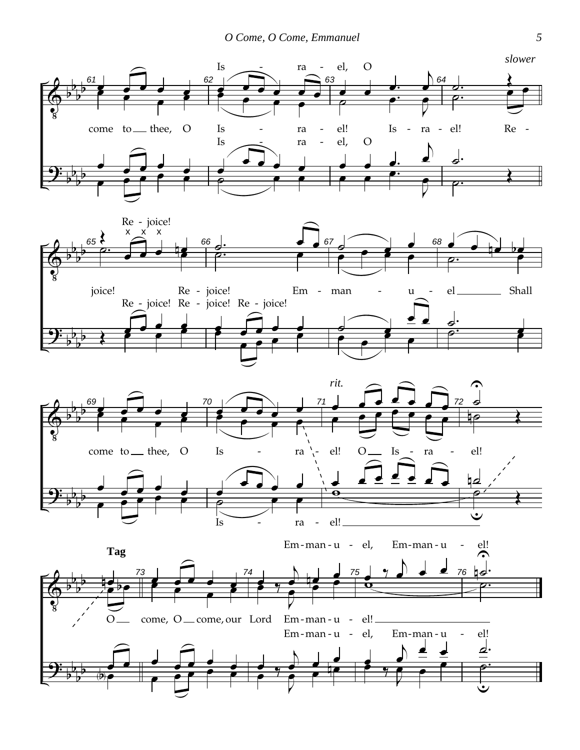*slower*

Is - ra - el, O

come to thee, O Is - ra - el! Is - ra - el! Re -

Is - ra - el, O

Re - joice!

joice! Re - joice! Em - man - u - el Shall

Re - joice! Re - joice! Re - joice!

*rit.*

come to thee, O Is - ra - el! O Is - ra - el!

Is - ra - el!

**Tag**

Em-man-u - el, Em-man-u - el!

O come, O come, our Lord Em-man-u - el!

Em-man-u - el, Em-man-u - el!